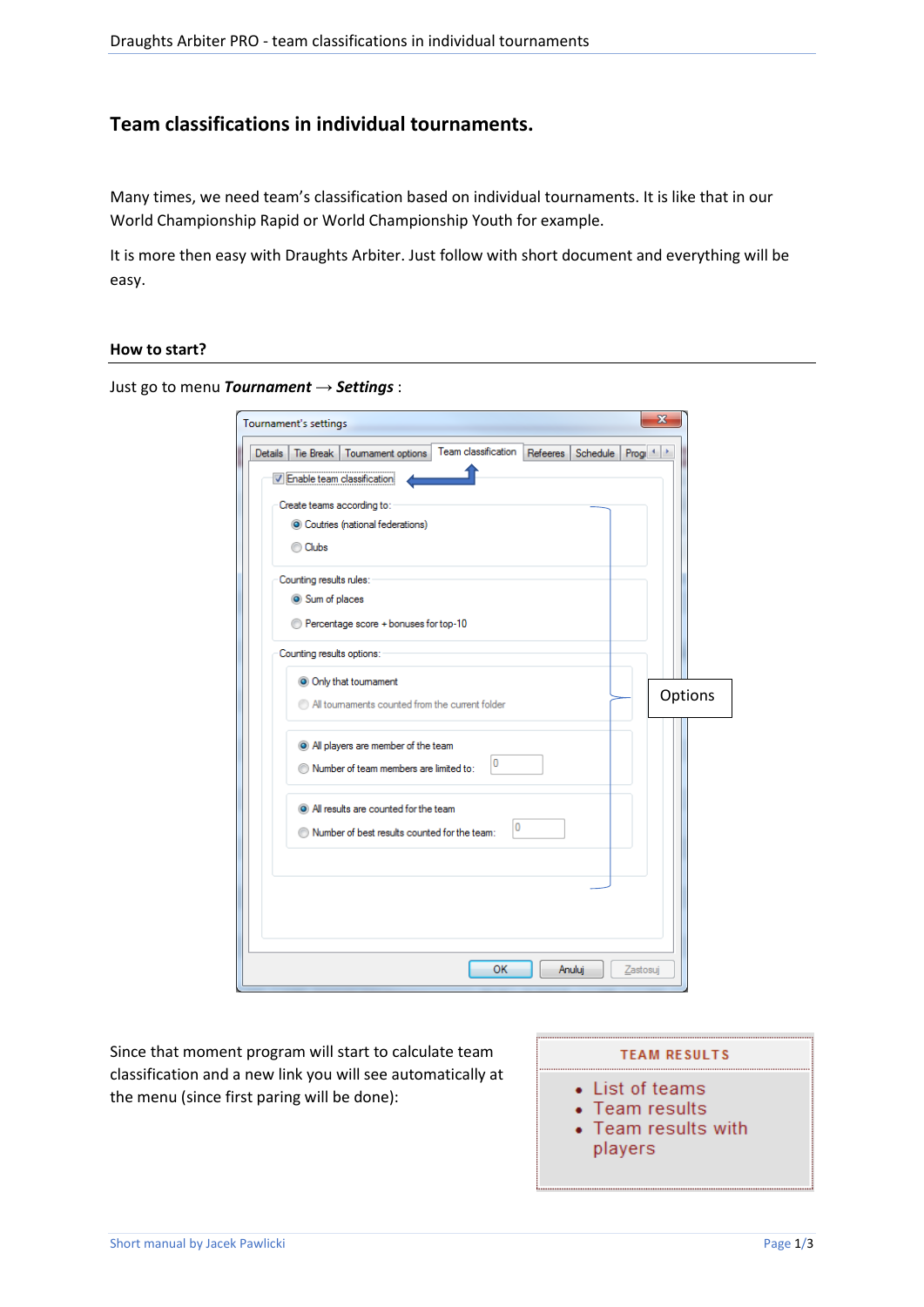# Team classifications in individual tournaments.

Many times, we need team's classification based on individual tournaments. It is like that in our World Championship Rapid or World Championship Youth for example.

It is more then easy with Draughts Arbiter. Just follow with short document and everything will be easy.

## How to start?

Just go to menu ***Tournament*** → ***Settings*** :

Since that moment program will start to calculate team classification and a new link you will see automatically at the menu (since first paring will be done):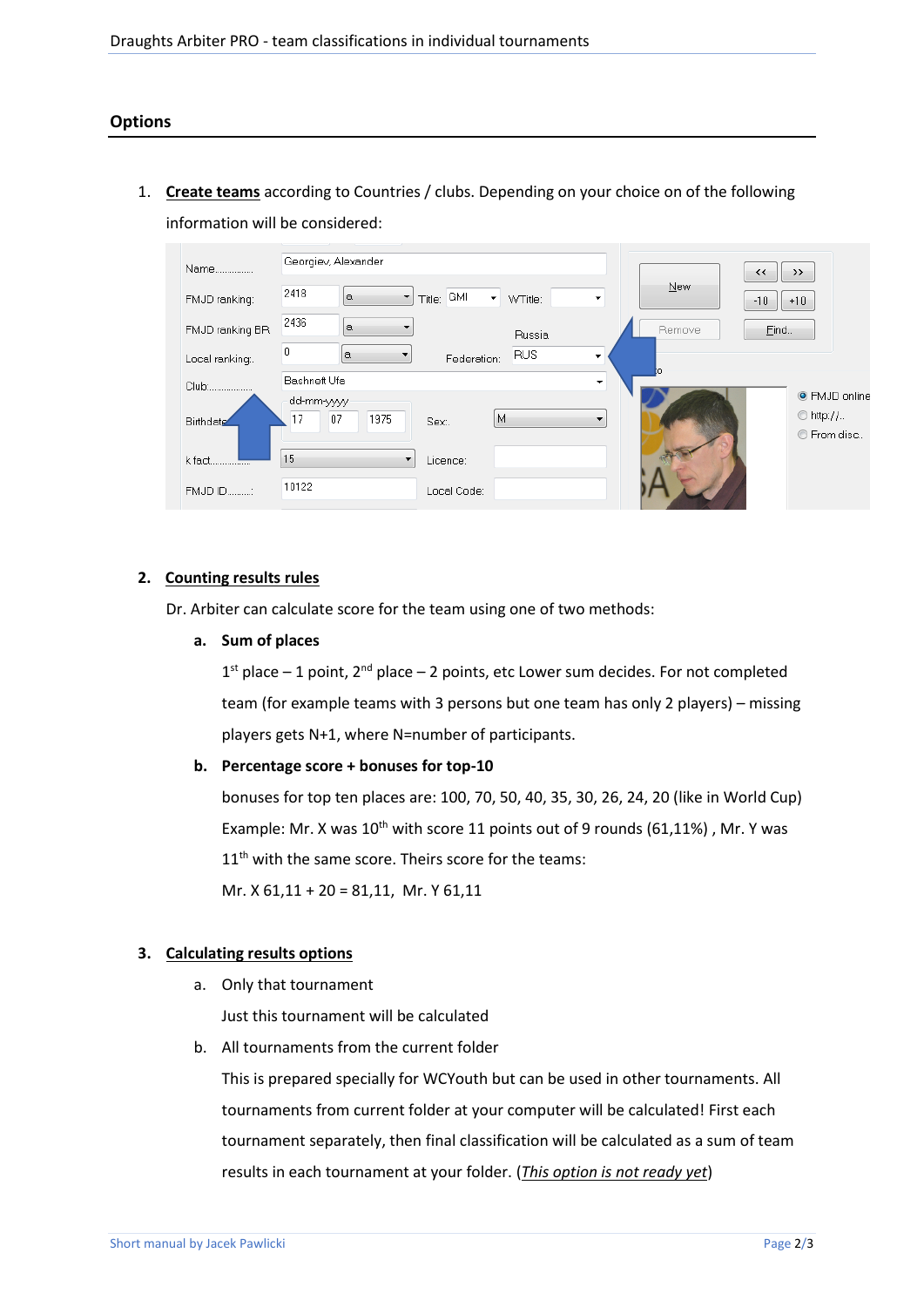## Options

1. **Create teams** according to Countries / clubs. Depending on your choice on of the following information will be considered:

2. **Counting results rules**

   Dr. Arbiter can calculate score for the team using one of two methods:

   a. **Sum of places**

      1st place – 1 point, 2nd place – 2 points, etc Lower sum decides. For not completed team (for example teams with 3 persons but one team has only 2 players) – missing players gets N+1, where N=number of participants.

   b. **Percentage score + bonuses for top-10**

      bonuses for top ten places are: 100, 70, 50, 40, 35, 30, 26, 24, 20 (like in World Cup) Example: Mr. X was 10th with score 11 points out of 9 rounds (61,11%) , Mr. Y was 11th with the same score. Theirs score for the teams:

      Mr. X 61,11 + 20 = 81,11, Mr. Y 61,11

3. **Calculating results options**

   a. Only that tournament

      Just this tournament will be calculated

   b. All tournaments from the current folder

      This is prepared specially for WCYouth but can be used in other tournaments. All tournaments from current folder at your computer will be calculated! First each tournament separately, then final classification will be calculated as a sum of team results in each tournament at your folder. (*This option is not ready yet*)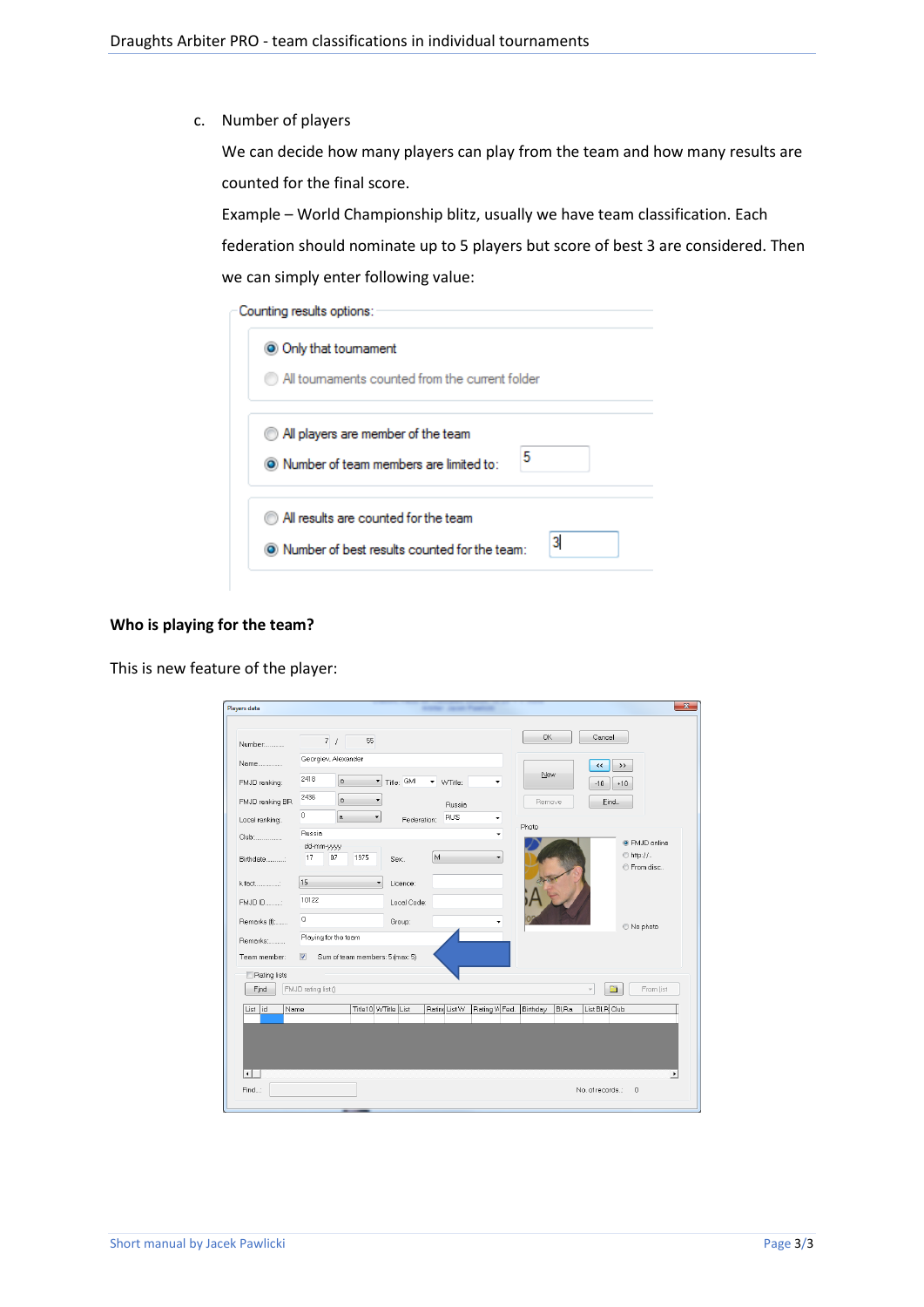c. Number of players

We can decide how many players can play from the team and how many results are counted for the final score.

Example – World Championship blitz, usually we have team classification. Each federation should nominate up to 5 players but score of best 3 are considered. Then we can simply enter following value:

Counting results options:

- Only that tournament
- All tournaments counted from the current folder

- All players are member of the team
- Number of team members are limited to: 5

- All results are counted for the team
- Number of best results counted for the team: 3

**Who is playing for the team?**

This is new feature of the player: